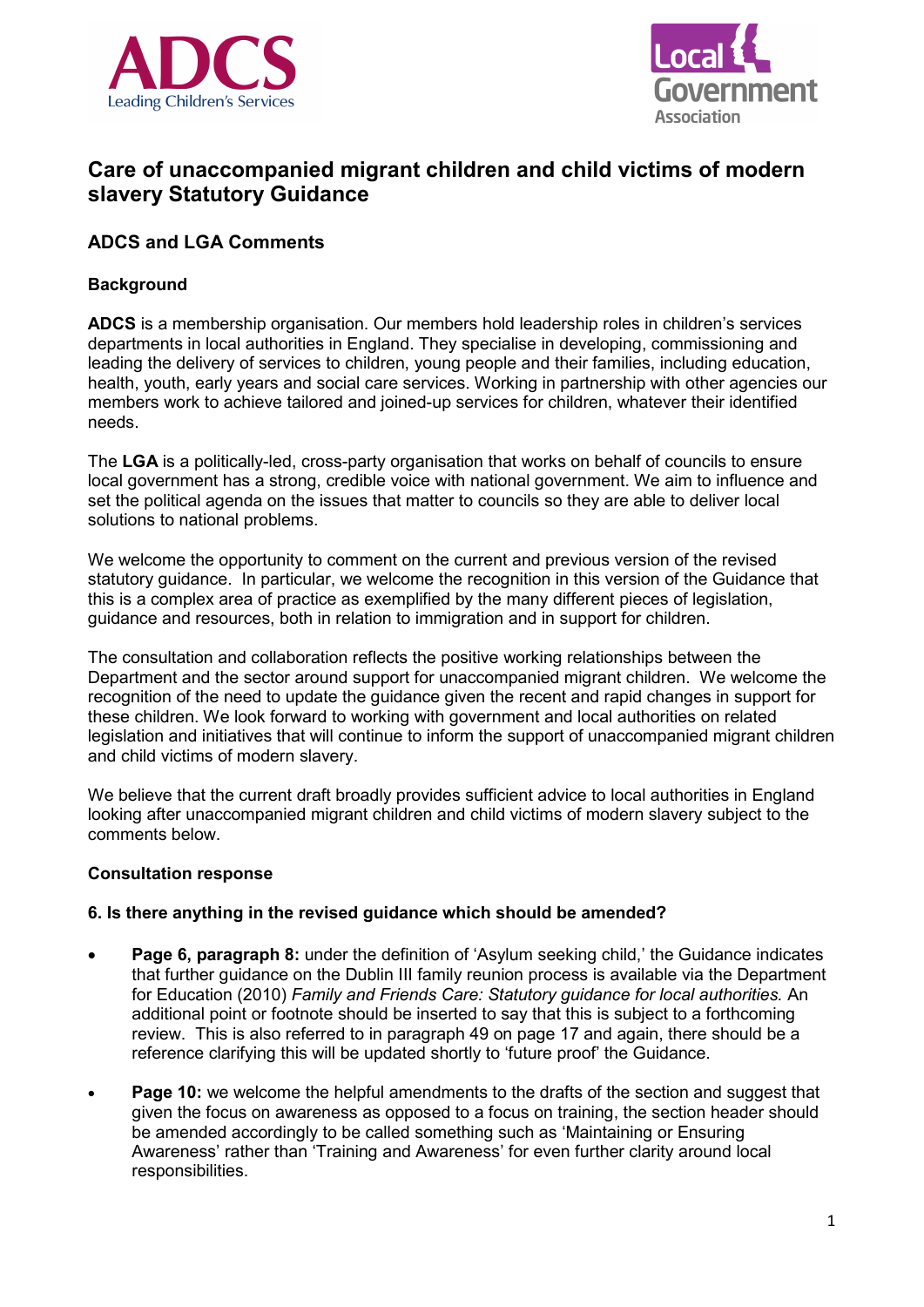# Care of unaccompanied migrant children and child victims of modern slavery Statutory Guidance

## ADCS and LGA Comments

### Background

**ADCS** is a membership organisation. Our members hold leadership roles in children's services departments in local authorities in England. They specialise in developing, commissioning and leading the delivery of services to children, young people and their families, including education, health, youth, early years and social care services. Working in partnership with other agencies our members work to achieve tailored and joined-up services for children, whatever their identified needs.

The **LGA** is a politically-led, cross-party organisation that works on behalf of councils to ensure local government has a strong, credible voice with national government. We aim to influence and set the political agenda on the issues that matter to councils so they are able to deliver local solutions to national problems.

We welcome the opportunity to comment on the current and previous version of the revised statutory guidance. In particular, we welcome the recognition in this version of the Guidance that this is a complex area of practice as exemplified by the many different pieces of legislation, guidance and resources, both in relation to immigration and in support for children.

The consultation and collaboration reflects the positive working relationships between the Department and the sector around support for unaccompanied migrant children. We welcome the recognition of the need to update the guidance given the recent and rapid changes in support for these children. We look forward to working with government and local authorities on related legislation and initiatives that will continue to inform the support of unaccompanied migrant children and child victims of modern slavery.

We believe that the current draft broadly provides sufficient advice to local authorities in England looking after unaccompanied migrant children and child victims of modern slavery subject to the comments below.

### Consultation response

#### 6. Is there anything in the revised guidance which should be amended?

- **Page 6, paragraph 8:** under the definition of 'Asylum seeking child,' the Guidance indicates that further guidance on the Dublin III family reunion process is available via the Department for Education (2010) *Family and Friends Care: Statutory guidance for local authorities.* An additional point or footnote should be inserted to say that this is subject to a forthcoming review. This is also referred to in paragraph 49 on page 17 and again, there should be a reference clarifying this will be updated shortly to 'future proof' the Guidance.

- **Page 10:** we welcome the helpful amendments to the drafts of the section and suggest that given the focus on awareness as opposed to a focus on training, the section header should be amended accordingly to be called something such as 'Maintaining or Ensuring Awareness' rather than 'Training and Awareness' for even further clarity around local responsibilities.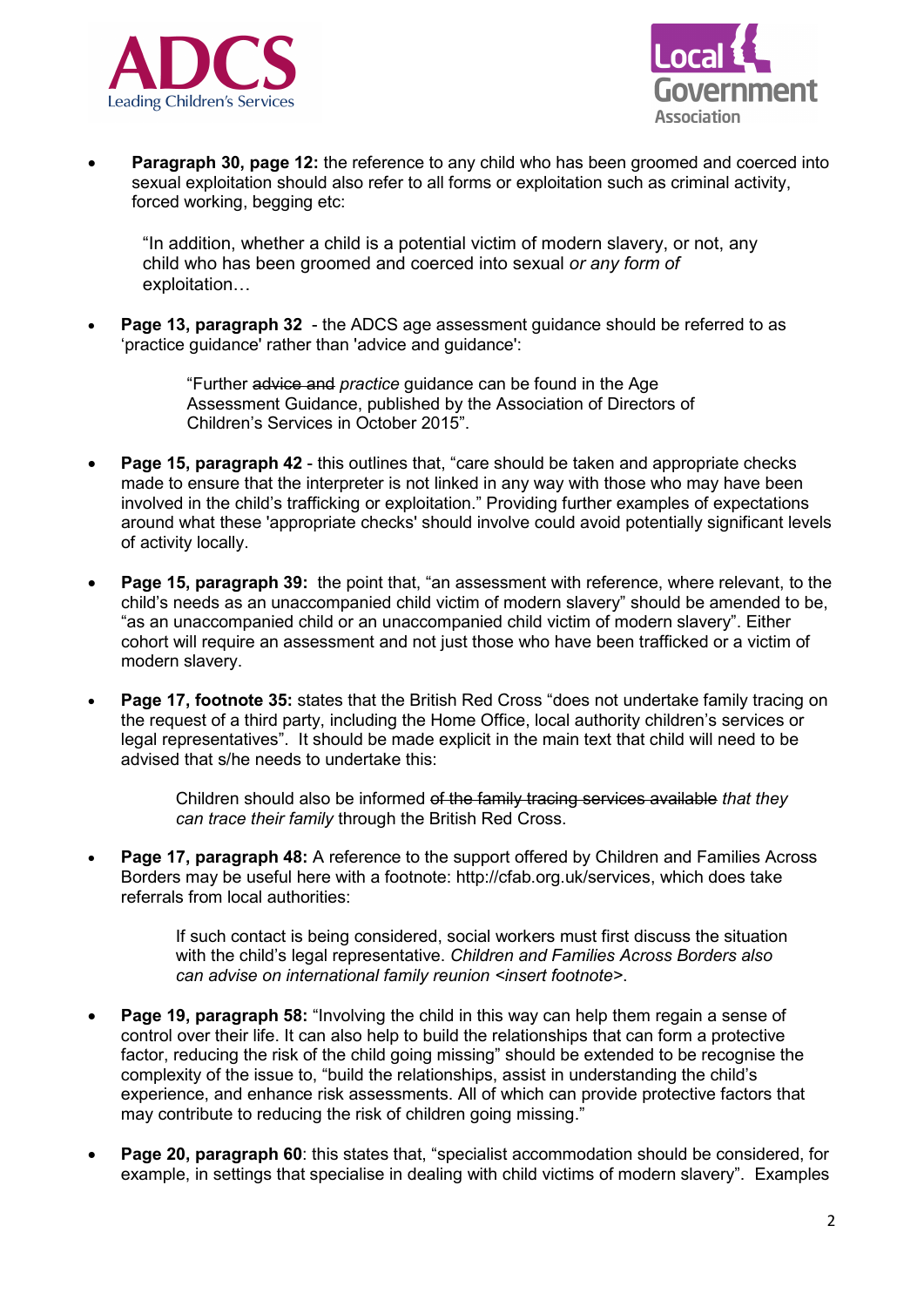- **Paragraph 30, page 12:** the reference to any child who has been groomed and coerced into sexual exploitation should also refer to all forms or exploitation such as criminal activity, forced working, begging etc:

  > "In addition, whether a child is a potential victim of modern slavery, or not, any child who has been groomed and coerced into sexual *or any form of* exploitation…

- **Page 13, paragraph 32** - the ADCS age assessment guidance should be referred to as 'practice guidance' rather than 'advice and guidance':

  > "Further ~~advice and~~ *practice* guidance can be found in the Age Assessment Guidance, published by the Association of Directors of Children's Services in October 2015".

- **Page 15, paragraph 42** - this outlines that, "care should be taken and appropriate checks made to ensure that the interpreter is not linked in any way with those who may have been involved in the child's trafficking or exploitation." Providing further examples of expectations around what these 'appropriate checks' should involve could avoid potentially significant levels of activity locally.

- **Page 15, paragraph 39:** the point that, "an assessment with reference, where relevant, to the child's needs as an unaccompanied child victim of modern slavery" should be amended to be, "as an unaccompanied child or an unaccompanied child victim of modern slavery". Either cohort will require an assessment and not just those who have been trafficked or a victim of modern slavery.

- **Page 17, footnote 35:** states that the British Red Cross "does not undertake family tracing on the request of a third party, including the Home Office, local authority children's services or legal representatives". It should be made explicit in the main text that child will need to be advised that s/he needs to undertake this:

  > Children should also be informed ~~of the family tracing services available~~ *that they can trace their family* through the British Red Cross.

- **Page 17, paragraph 48:** A reference to the support offered by Children and Families Across Borders may be useful here with a footnote: http://cfab.org.uk/services, which does take referrals from local authorities:

  > If such contact is being considered, social workers must first discuss the situation with the child's legal representative. *Children and Families Across Borders also can advise on international family reunion <insert footnote>*.

- **Page 19, paragraph 58:** "Involving the child in this way can help them regain a sense of control over their life. It can also help to build the relationships that can form a protective factor, reducing the risk of the child going missing" should be extended to be recognise the complexity of the issue to, "build the relationships, assist in understanding the child's experience, and enhance risk assessments. All of which can provide protective factors that may contribute to reducing the risk of children going missing."

- **Page 20, paragraph 60**: this states that, "specialist accommodation should be considered, for example, in settings that specialise in dealing with child victims of modern slavery". Examples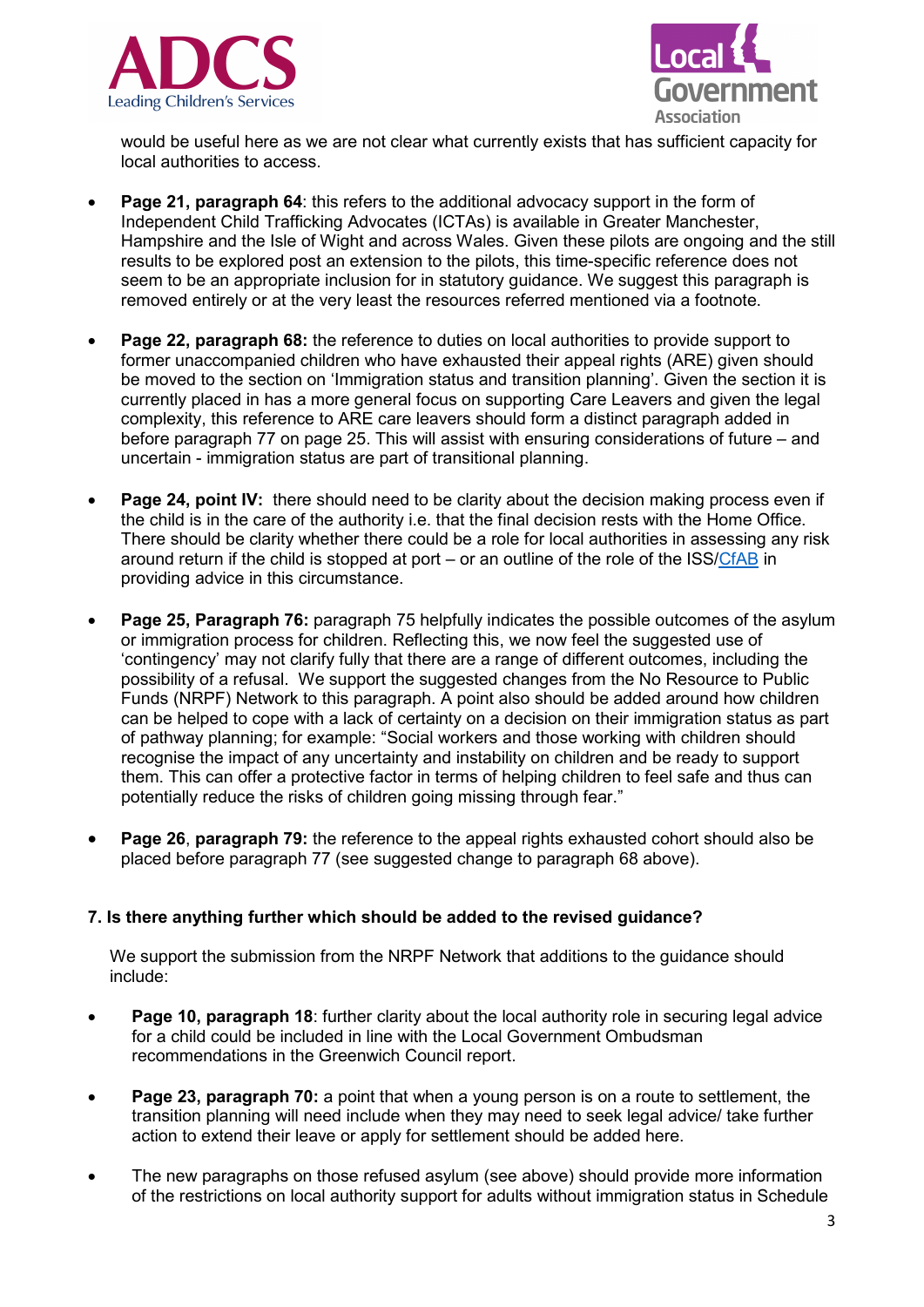would be useful here as we are not clear what currently exists that has sufficient capacity for local authorities to access.

- **Page 21, paragraph 64**: this refers to the additional advocacy support in the form of Independent Child Trafficking Advocates (ICTAs) is available in Greater Manchester, Hampshire and the Isle of Wight and across Wales. Given these pilots are ongoing and the still results to be explored post an extension to the pilots, this time-specific reference does not seem to be an appropriate inclusion for in statutory guidance. We suggest this paragraph is removed entirely or at the very least the resources referred mentioned via a footnote.

- **Page 22, paragraph 68:** the reference to duties on local authorities to provide support to former unaccompanied children who have exhausted their appeal rights (ARE) given should be moved to the section on 'Immigration status and transition planning'. Given the section it is currently placed in has a more general focus on supporting Care Leavers and given the legal complexity, this reference to ARE care leavers should form a distinct paragraph added in before paragraph 77 on page 25. This will assist with ensuring considerations of future – and uncertain - immigration status are part of transitional planning.

- **Page 24, point IV:** there should need to be clarity about the decision making process even if the child is in the care of the authority i.e. that the final decision rests with the Home Office. There should be clarity whether there could be a role for local authorities in assessing any risk around return if the child is stopped at port – or an outline of the role of the ISS/CfAB in providing advice in this circumstance.

- **Page 25, Paragraph 76:** paragraph 75 helpfully indicates the possible outcomes of the asylum or immigration process for children. Reflecting this, we now feel the suggested use of 'contingency' may not clarify fully that there are a range of different outcomes, including the possibility of a refusal. We support the suggested changes from the No Resource to Public Funds (NRPF) Network to this paragraph. A point also should be added around how children can be helped to cope with a lack of certainty on a decision on their immigration status as part of pathway planning; for example: "Social workers and those working with children should recognise the impact of any uncertainty and instability on children and be ready to support them. This can offer a protective factor in terms of helping children to feel safe and thus can potentially reduce the risks of children going missing through fear."

- **Page 26**, **paragraph 79:** the reference to the appeal rights exhausted cohort should also be placed before paragraph 77 (see suggested change to paragraph 68 above).

**7. Is there anything further which should be added to the revised guidance?**

We support the submission from the NRPF Network that additions to the guidance should include:

- **Page 10, paragraph 18**: further clarity about the local authority role in securing legal advice for a child could be included in line with the Local Government Ombudsman recommendations in the Greenwich Council report.

- **Page 23, paragraph 70:** a point that when a young person is on a route to settlement, the transition planning will need include when they may need to seek legal advice/ take further action to extend their leave or apply for settlement should be added here.

- The new paragraphs on those refused asylum (see above) should provide more information of the restrictions on local authority support for adults without immigration status in Schedule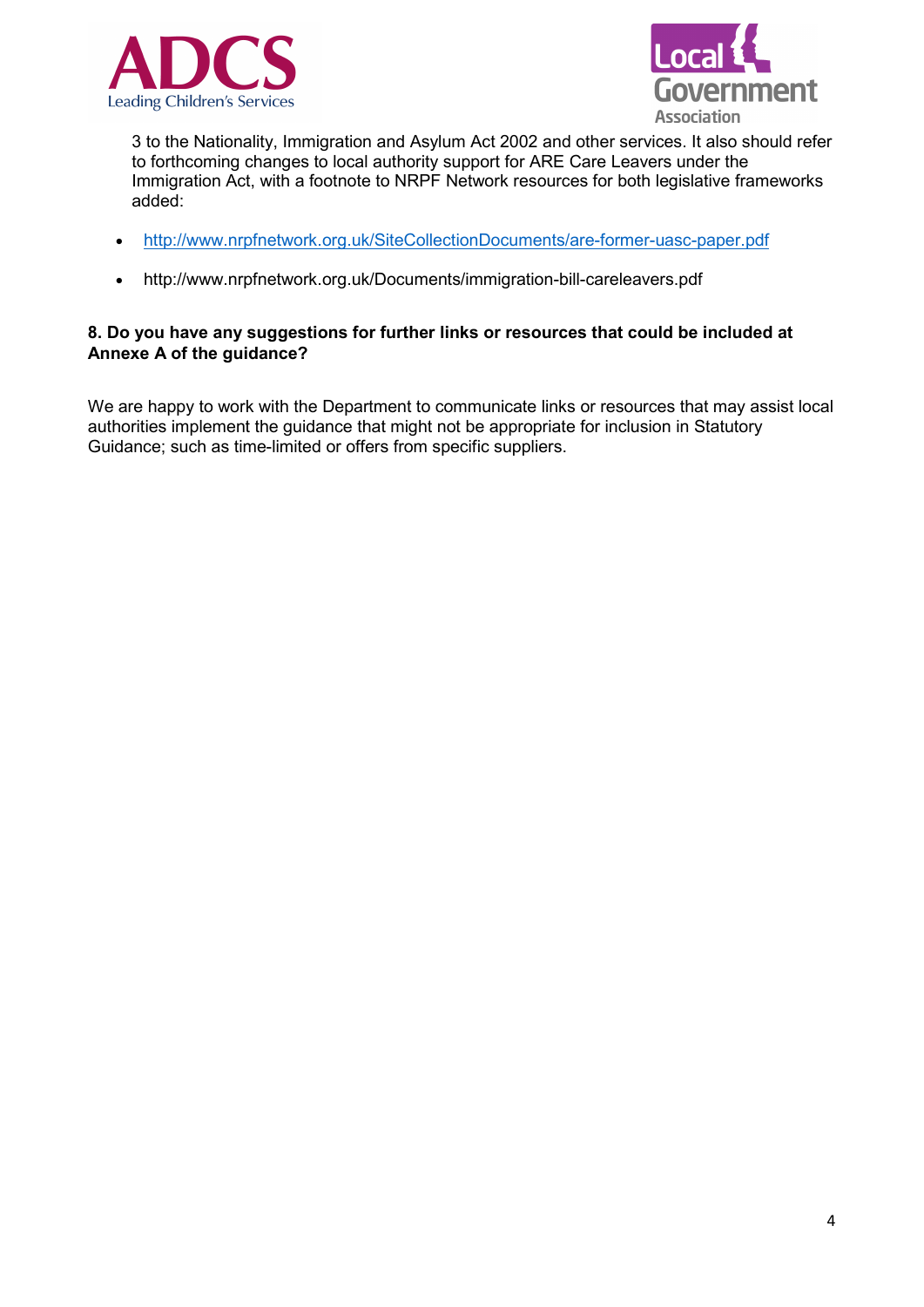3 to the Nationality, Immigration and Asylum Act 2002 and other services. It also should refer to forthcoming changes to local authority support for ARE Care Leavers under the Immigration Act, with a footnote to NRPF Network resources for both legislative frameworks added:

- http://www.nrpfnetwork.org.uk/SiteCollectionDocuments/are-former-uasc-paper.pdf
- http://www.nrpfnetwork.org.uk/Documents/immigration-bill-careleavers.pdf

**8. Do you have any suggestions for further links or resources that could be included at Annexe A of the guidance?**

We are happy to work with the Department to communicate links or resources that may assist local authorities implement the guidance that might not be appropriate for inclusion in Statutory Guidance; such as time-limited or offers from specific suppliers.